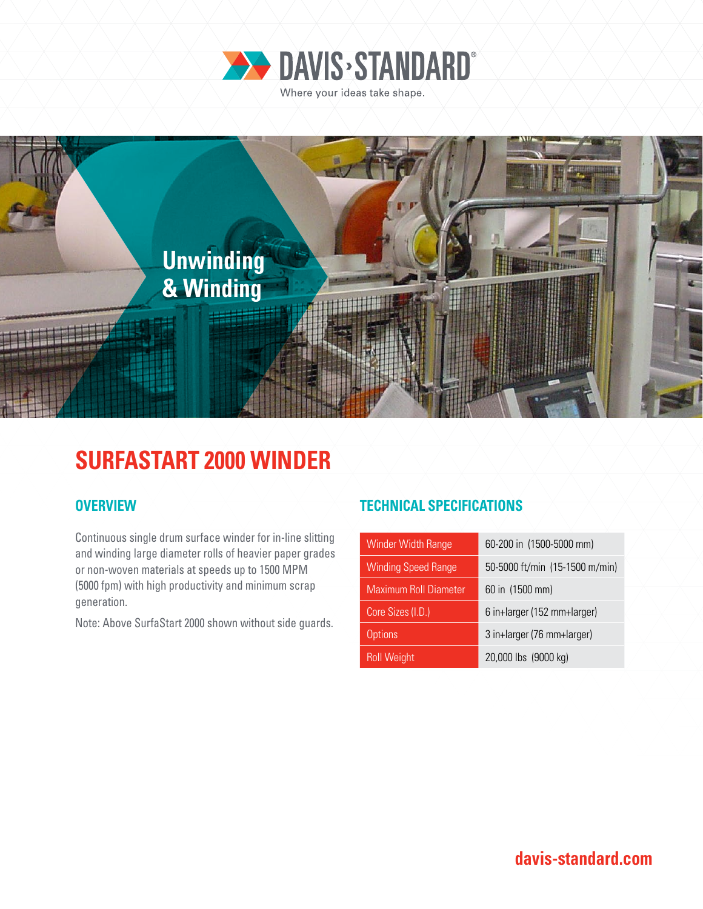# DAVIS-STANDARD

Where your ideas take shape.

Unwinding & Winding

## SURFASTART 2000 WINDER

### OVERVIEW

Continuous single drum surface winder for in-line slitting and winding large diameter rolls of heavier paper grades or non-woven materials at speeds up to 1500 MPM (5000 fpm) with high productivity and minimum scrap generation.

Note: Above SurfaStart 2000 shown without side guards.

### TECHNICAL SPECIFICATIONS

| | |
|---|---|
| Winder Width Range | 60-200 in (1500-5000 mm) |
| Winding Speed Range | 50-5000 ft/min (15-1500 m/min) |
| Maximum Roll Diameter | 60 in (1500 mm) |
| Core Sizes (I.D.) | 6 in+larger (152 mm+larger) |
| Options | 3 in+larger (76 mm+larger) |
| Roll Weight | 20,000 lbs (9000 kg) |

davis-standard.com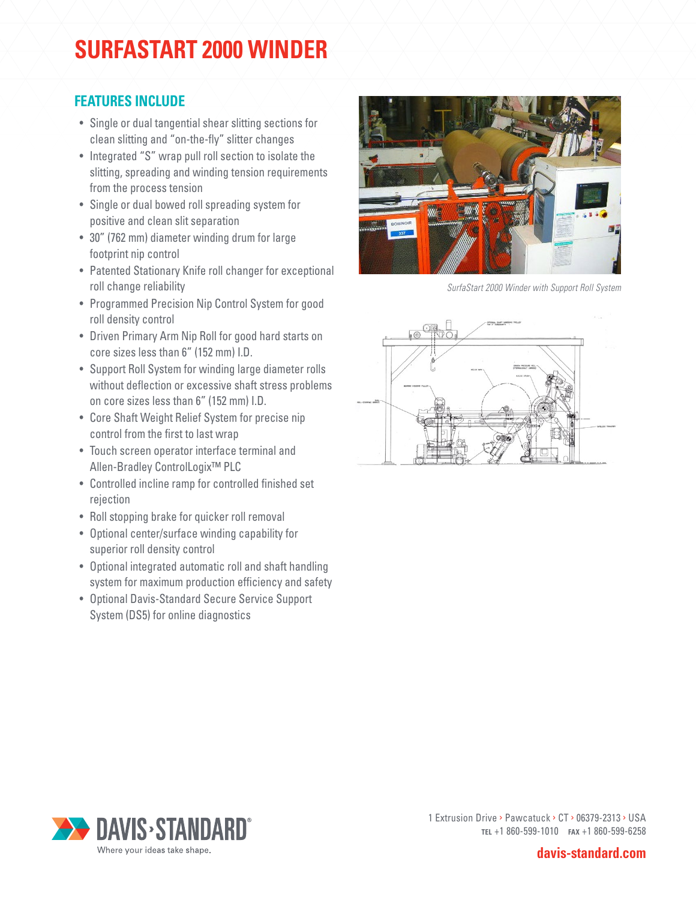# SURFASTART 2000 WINDER

## FEATURES INCLUDE

- Single or dual tangential shear slitting sections for clean slitting and "on-the-fly" slitter changes
- Integrated "S" wrap pull roll section to isolate the slitting, spreading and winding tension requirements from the process tension
- Single or dual bowed roll spreading system for positive and clean slit separation
- 30" (762 mm) diameter winding drum for large footprint nip control
- Patented Stationary Knife roll changer for exceptional roll change reliability
- Programmed Precision Nip Control System for good roll density control
- Driven Primary Arm Nip Roll for good hard starts on core sizes less than 6" (152 mm) I.D.
- Support Roll System for winding large diameter rolls without deflection or excessive shaft stress problems on core sizes less than 6" (152 mm) I.D.
- Core Shaft Weight Relief System for precise nip control from the first to last wrap
- Touch screen operator interface terminal and Allen-Bradley ControlLogix™ PLC
- Controlled incline ramp for controlled finished set rejection
- Roll stopping brake for quicker roll removal
- Optional center/surface winding capability for superior roll density control
- Optional integrated automatic roll and shaft handling system for maximum production efficiency and safety
- Optional Davis-Standard Secure Service Support System (DS5) for online diagnostics

*SurfaStart 2000 Winder with Support Roll System*

DAVIS-STANDARD®
Where your ideas take shape.

1 Extrusion Drive › Pawcatuck › CT › 06379-2313 › USA
TEL +1 860-599-1010 FAX +1 860-599-6258
davis-standard.com